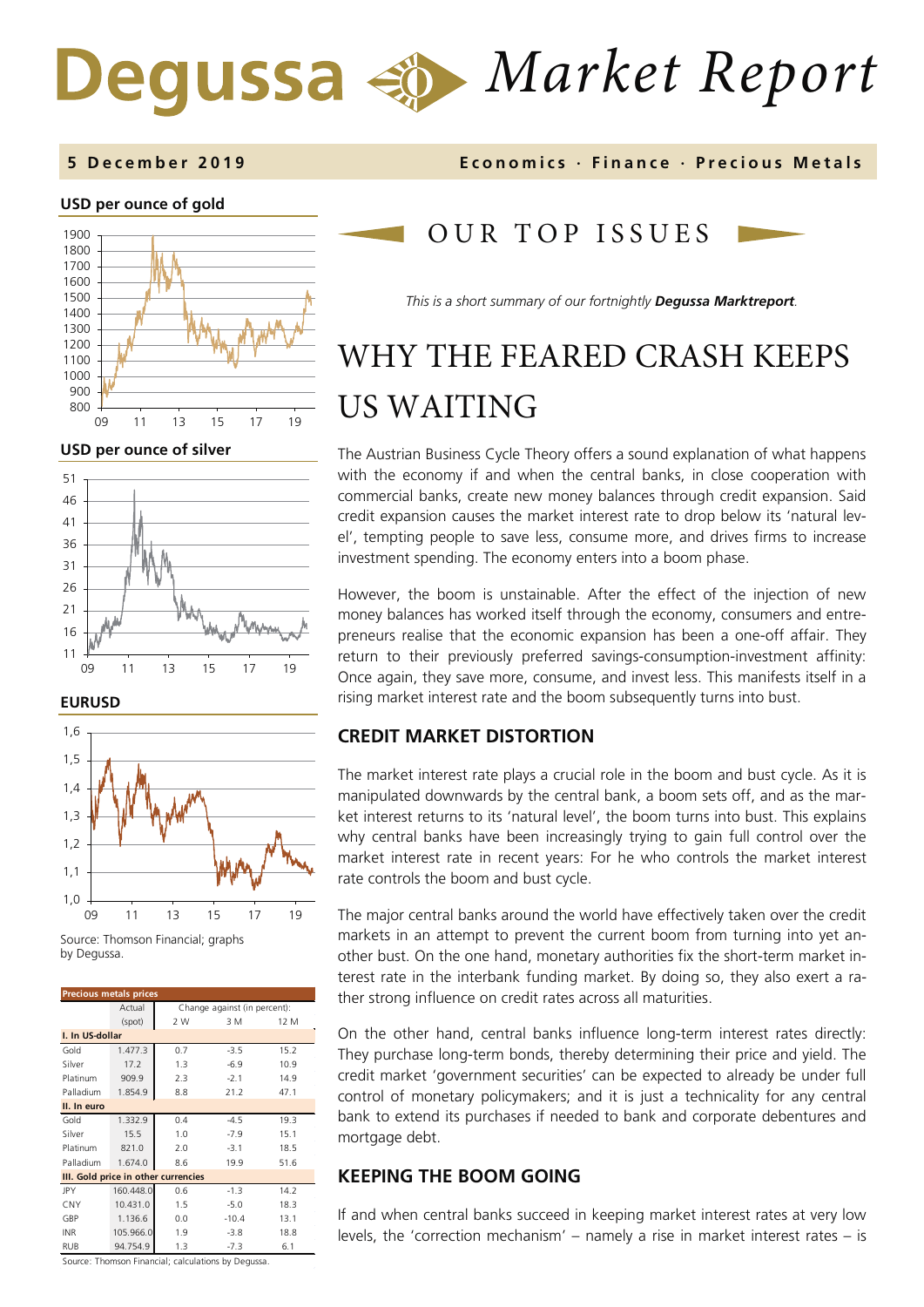# Degussa Market Report

**5 December 2019** — Economics · Finance · Precious Metals

**USD per ounce of gold**

**USD per ounce of silver**

**EURUSD**

Source: Thomson Financial; graphs by Degussa.

| Precious metals prices | Actual (spot) | Change against (in percent): 2 W | 3 M | 12 M |
|---|---|---|---|---|
| **I. In US-dollar** | | | | |
| Gold | 1.477.3 | 0.7 | -3.5 | 15.2 |
| Silver | 17.2 | 1.3 | -6.9 | 10.9 |
| Platinum | 909.9 | 2.3 | -2.1 | 14.9 |
| Palladium | 1.854.9 | 8.8 | 21.2 | 47.1 |
| **II. In euro** | | | | |
| Gold | 1.332.9 | 0.4 | -4.5 | 19.3 |
| Silver | 15.5 | 1.0 | -7.9 | 15.1 |
| Platinum | 821.0 | 2.0 | -3.1 | 18.5 |
| Palladium | 1.674.0 | 8.6 | 19.9 | 51.6 |
| **III. Gold price in other currencies** | | | | |
| JPY | 160.448.0 | 0.6 | -1.3 | 14.2 |
| CNY | 10.431.0 | 1.5 | -5.0 | 18.3 |
| GBP | 1.136.6 | 0.0 | -10.4 | 13.1 |
| INR | 105.966.0 | 1.9 | -3.8 | 18.8 |
| RUB | 94.754.9 | 1.3 | -7.3 | 6.1 |

Source: Thomson Financial; calculations by Degussa.

## OUR TOP ISSUES

*This is a short summary of our fortnightly **Degussa Marktreport**.*

# WHY THE FEARED CRASH KEEPS US WAITING

The Austrian Business Cycle Theory offers a sound explanation of what happens with the economy if and when the central banks, in close cooperation with commercial banks, create new money balances through credit expansion. Said credit expansion causes the market interest rate to drop below its 'natural level', tempting people to save less, consume more, and drives firms to increase investment spending. The economy enters into a boom phase.

However, the boom is unsustainable. After the effect of the injection of new money balances has worked itself through the economy, consumers and entrepreneurs realise that the economic expansion has been a one-off affair. They return to their previously preferred savings-consumption-investment affinity: Once again, they save more, consume, and invest less. This manifests itself in a rising market interest rate and the boom subsequently turns into bust.

## CREDIT MARKET DISTORTION

The market interest rate plays a crucial role in the boom and bust cycle. As it is manipulated downwards by the central bank, a boom sets off, and as the market interest returns to its 'natural level', the boom turns into bust. This explains why central banks have been increasingly trying to gain full control over the market interest rate in recent years: For he who controls the market interest rate controls the boom and bust cycle.

The major central banks around the world have effectively taken over the credit markets in an attempt to prevent the current boom from turning into yet another bust. On the one hand, monetary authorities fix the short-term market interest rate in the interbank funding market. By doing so, they also exert a rather strong influence on credit rates across all maturities.

On the other hand, central banks influence long-term interest rates directly: They purchase long-term bonds, thereby determining their price and yield. The credit market 'government securities' can be expected to already be under full control of monetary policymakers; and it is just a technicality for any central bank to extend its purchases if needed to bank and corporate debentures and mortgage debt.

## KEEPING THE BOOM GOING

If and when central banks succeed in keeping market interest rates at very low levels, the 'correction mechanism' – namely a rise in market interest rates – is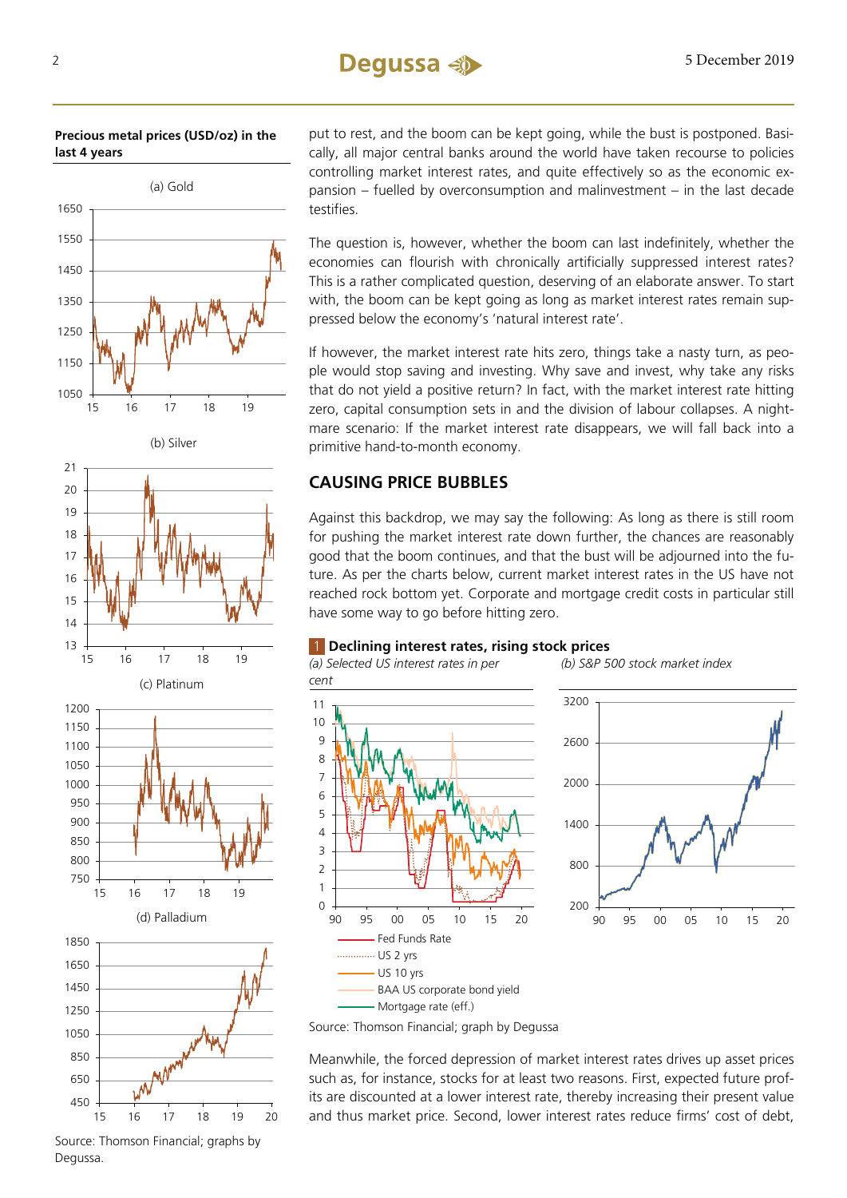**Precious metal prices (USD/oz) in the last 4 years**

(a) Gold

(b) Silver

(c) Platinum

(d) Palladium

Source: Thomson Financial; graphs by Degussa.

put to rest, and the boom can be kept going, while the bust is postponed. Basically, all major central banks around the world have taken recourse to policies controlling market interest rates, and quite effectively so as the economic expansion – fuelled by overconsumption and malinvestment – in the last decade testifies.

The question is, however, whether the boom can last indefinitely, whether the economies can flourish with chronically artificially suppressed interest rates? This is a rather complicated question, deserving of an elaborate answer. To start with, the boom can be kept going as long as market interest rates remain suppressed below the economy's 'natural interest rate'.

If however, the market interest rate hits zero, things take a nasty turn, as people would stop saving and investing. Why save and invest, why take any risks that do not yield a positive return? In fact, with the market interest rate hitting zero, capital consumption sets in and the division of labour collapses. A nightmare scenario: If the market interest rate disappears, we will fall back into a primitive hand-to-month economy.

## CAUSING PRICE BUBBLES

Against this backdrop, we may say the following: As long as there is still room for pushing the market interest rate down further, the chances are reasonably good that the boom continues, and that the bust will be adjourned into the future. As per the charts below, current market interest rates in the US have not reached rock bottom yet. Corporate and mortgage credit costs in particular still have some way to go before hitting zero.

**1 Declining interest rates, rising stock prices**

*(a) Selected US interest rates in per cent*

Fed Funds Rate
US 2 yrs
US 10 yrs
BAA US corporate bond yield
Mortgage rate (eff.)

*(b) S&P 500 stock market index*

Source: Thomson Financial; graph by Degussa

Meanwhile, the forced depression of market interest rates drives up asset prices such as, for instance, stocks for at least two reasons. First, expected future profits are discounted at a lower interest rate, thereby increasing their present value and thus market price. Second, lower interest rates reduce firms' cost of debt,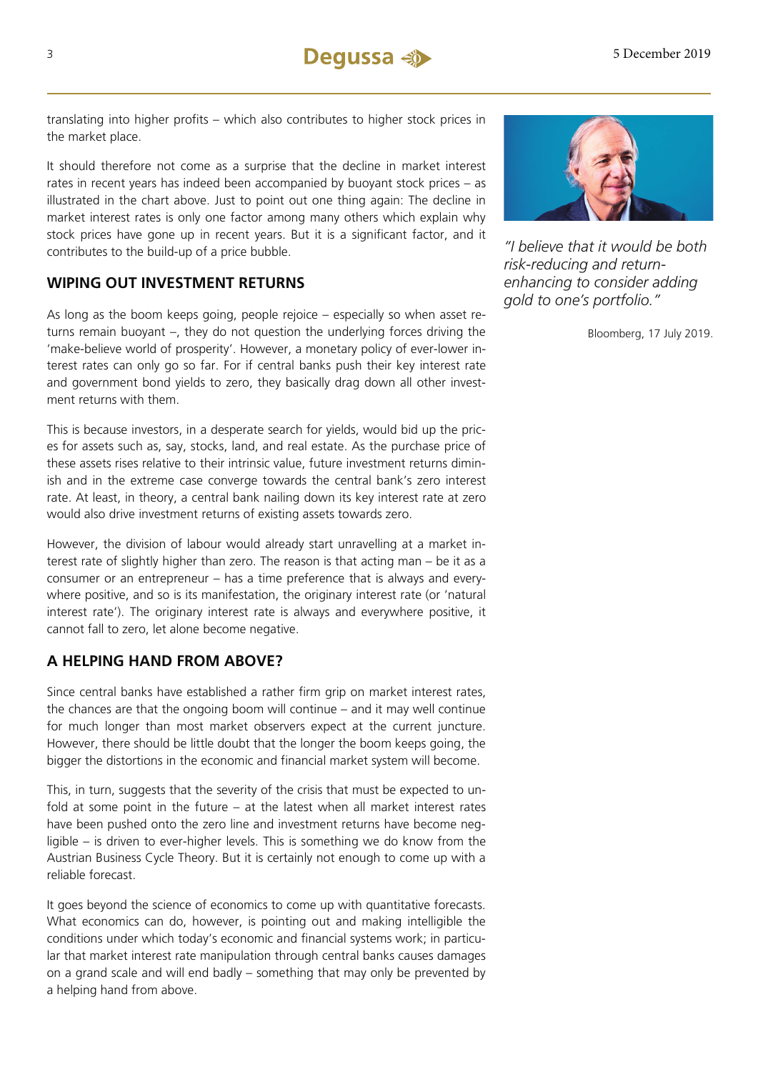translating into higher profits – which also contributes to higher stock prices in the market place.

It should therefore not come as a surprise that the decline in market interest rates in recent years has indeed been accompanied by buoyant stock prices – as illustrated in the chart above. Just to point out one thing again: The decline in market interest rates is only one factor among many others which explain why stock prices have gone up in recent years. But it is a significant factor, and it contributes to the build-up of a price bubble.

## WIPING OUT INVESTMENT RETURNS

As long as the boom keeps going, people rejoice – especially so when asset returns remain buoyant –, they do not question the underlying forces driving the 'make-believe world of prosperity'. However, a monetary policy of ever-lower interest rates can only go so far. For if central banks push their key interest rate and government bond yields to zero, they basically drag down all other investment returns with them.

This is because investors, in a desperate search for yields, would bid up the prices for assets such as, say, stocks, land, and real estate. As the purchase price of these assets rises relative to their intrinsic value, future investment returns diminish and in the extreme case converge towards the central bank's zero interest rate. At least, in theory, a central bank nailing down its key interest rate at zero would also drive investment returns of existing assets towards zero.

However, the division of labour would already start unravelling at a market interest rate of slightly higher than zero. The reason is that acting man – be it as a consumer or an entrepreneur – has a time preference that is always and everywhere positive, and so is its manifestation, the originary interest rate (or 'natural interest rate'). The originary interest rate is always and everywhere positive, it cannot fall to zero, let alone become negative.

## A HELPING HAND FROM ABOVE?

Since central banks have established a rather firm grip on market interest rates, the chances are that the ongoing boom will continue – and it may well continue for much longer than most market observers expect at the current juncture. However, there should be little doubt that the longer the boom keeps going, the bigger the distortions in the economic and financial market system will become.

This, in turn, suggests that the severity of the crisis that must be expected to unfold at some point in the future – at the latest when all market interest rates have been pushed onto the zero line and investment returns have become negligible – is driven to ever-higher levels. This is something we do know from the Austrian Business Cycle Theory. But it is certainly not enough to come up with a reliable forecast.

It goes beyond the science of economics to come up with quantitative forecasts. What economics can do, however, is pointing out and making intelligible the conditions under which today's economic and financial systems work; in particular that market interest rate manipulation through central banks causes damages on a grand scale and will end badly – something that may only be prevented by a helping hand from above.

*"I believe that it would be both risk-reducing and return-enhancing to consider adding gold to one's portfolio."*

Bloomberg, 17 July 2019.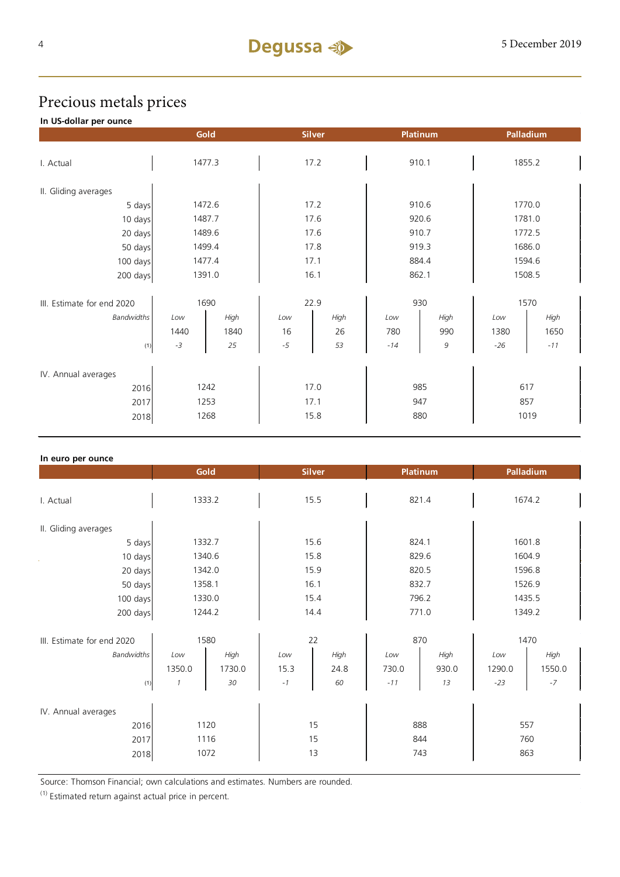# Precious metals prices

**In US-dollar per ounce**

| | Gold | | Silver | | Platinum | | Palladium | |
|---|---|---|---|---|---|---|---|---|
| I. Actual | 1477.3 | | 17.2 | | 910.1 | | 1855.2 | |
| II. Gliding averages | | | | | | | | |
| 5 days | 1472.6 | | 17.2 | | 910.6 | | 1770.0 | |
| 10 days | 1487.7 | | 17.6 | | 920.6 | | 1781.0 | |
| 20 days | 1489.6 | | 17.6 | | 910.7 | | 1772.5 | |
| 50 days | 1499.4 | | 17.8 | | 919.3 | | 1686.0 | |
| 100 days | 1477.4 | | 17.1 | | 884.4 | | 1594.6 | |
| 200 days | 1391.0 | | 16.1 | | 862.1 | | 1508.5 | |
| III. Estimate for end 2020 | 1690 | | 22.9 | | 930 | | 1570 | |
| *Bandwidths* | *Low* | *High* | *Low* | *High* | *Low* | *High* | *Low* | *High* |
| | 1440 | 1840 | 16 | 26 | 780 | 990 | 1380 | 1650 |
| (1) | *-3* | *25* | *-5* | *53* | *-14* | *9* | *-26* | *-11* |
| IV. Annual averages | | | | | | | | |
| 2016 | 1242 | | 17.0 | | 985 | | 617 | |
| 2017 | 1253 | | 17.1 | | 947 | | 857 | |
| 2018 | 1268 | | 15.8 | | 880 | | 1019 | |

**In euro per ounce**

| | Gold | | Silver | | Platinum | | Palladium | |
|---|---|---|---|---|---|---|---|---|
| I. Actual | 1333.2 | | 15.5 | | 821.4 | | 1674.2 | |
| II. Gliding averages | | | | | | | | |
| 5 days | 1332.7 | | 15.6 | | 824.1 | | 1601.8 | |
| 10 days | 1340.6 | | 15.8 | | 829.6 | | 1604.9 | |
| 20 days | 1342.0 | | 15.9 | | 820.5 | | 1596.8 | |
| 50 days | 1358.1 | | 16.1 | | 832.7 | | 1526.9 | |
| 100 days | 1330.0 | | 15.4 | | 796.2 | | 1435.5 | |
| 200 days | 1244.2 | | 14.4 | | 771.0 | | 1349.2 | |
| III. Estimate for end 2020 | 1580 | | 22 | | 870 | | 1470 | |
| *Bandwidths* | *Low* | *High* | *Low* | *High* | *Low* | *High* | *Low* | *High* |
| | 1350.0 | 1730.0 | 15.3 | 24.8 | 730.0 | 930.0 | 1290.0 | 1550.0 |
| (1) | *1* | *30* | *-1* | *60* | *-11* | *13* | *-23* | *-7* |
| IV. Annual averages | | | | | | | | |
| 2016 | 1120 | | 15 | | 888 | | 557 | |
| 2017 | 1116 | | 15 | | 844 | | 760 | |
| 2018 | 1072 | | 13 | | 743 | | 863 | |

Source: Thomson Financial; own calculations and estimates. Numbers are rounded.

(1) Estimated return against actual price in percent.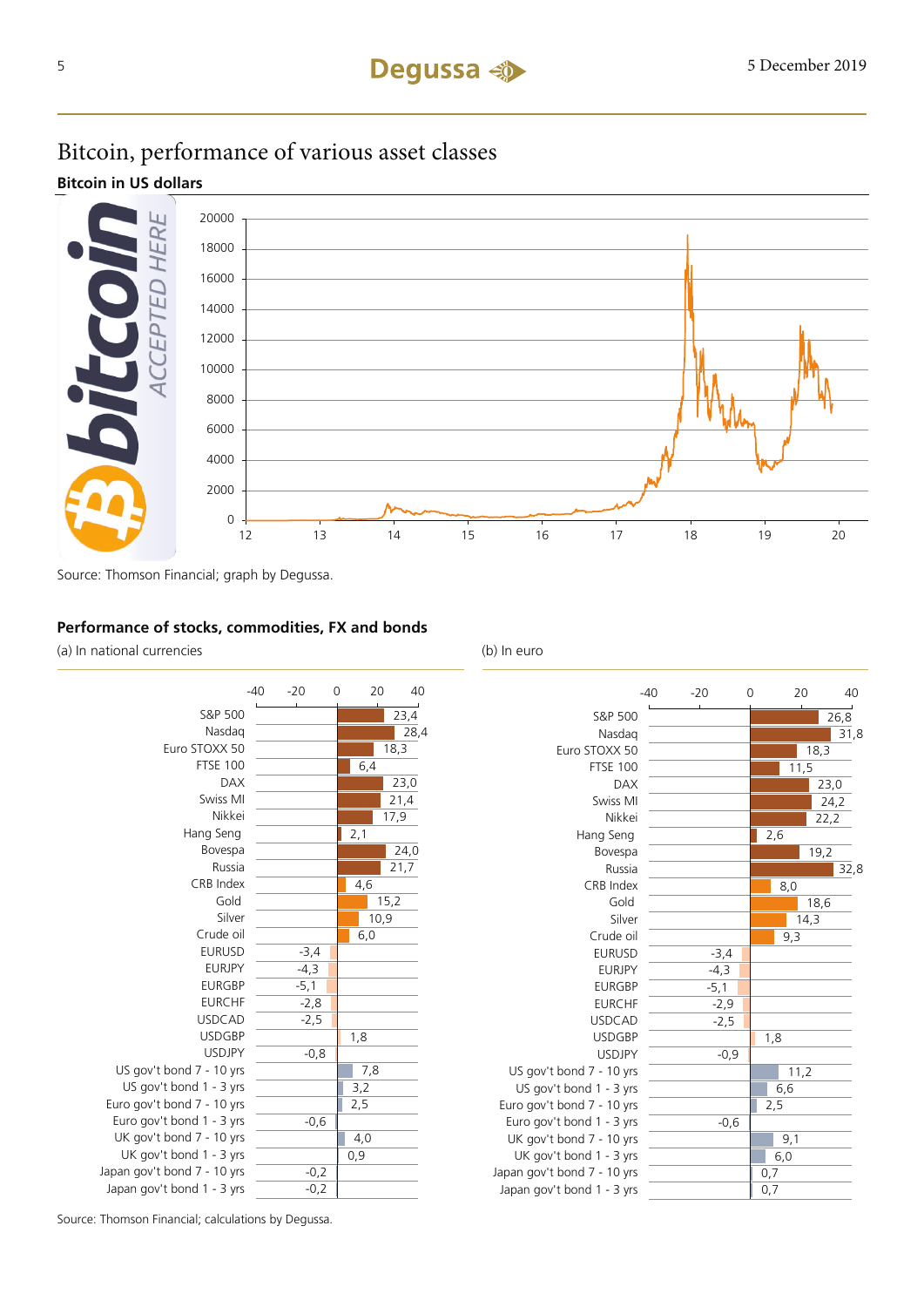# Bitcoin, performance of various asset classes

**Bitcoin in US dollars**

Source: Thomson Financial; graph by Degussa.

**Performance of stocks, commodities, FX and bonds**

| | (a) In national currencies | (b) In euro |
|---|---|---|
| S&P 500 | 23,4 | 26,8 |
| Nasdaq | 28,4 | 31,8 |
| Euro STOXX 50 | 18,3 | 18,3 |
| FTSE 100 | 6,4 | 11,5 |
| DAX | 23,0 | 23,0 |
| Swiss MI | 21,4 | 24,2 |
| Nikkei | 17,9 | 22,2 |
| Hang Seng | 2,1 | 2,6 |
| Bovespa | 24,0 | 19,2 |
| Russia | 21,7 | 32,8 |
| CRB Index | 4,6 | 8,0 |
| Gold | 15,2 | 18,6 |
| Silver | 10,9 | 14,3 |
| Crude oil | 6,0 | 9,3 |
| EURUSD | -3,4 | -3,4 |
| EURJPY | -4,3 | -4,3 |
| EURGBP | -5,1 | -5,1 |
| EURCHF | -2,8 | -2,9 |
| USDCAD | -2,5 | -2,5 |
| USDGBP | 1,8 | 1,8 |
| USDJPY | -0,8 | -0,9 |
| US gov't bond 7 - 10 yrs | 7,8 | 11,2 |
| US gov't bond 1 - 3 yrs | 3,2 | 6,6 |
| Euro gov't bond 7 - 10 yrs | 2,5 | 2,5 |
| Euro gov't bond 1 - 3 yrs | -0,6 | -0,6 |
| UK gov't bond 7 - 10 yrs | 4,0 | 9,1 |
| UK gov't bond 1 - 3 yrs | 0,9 | 6,0 |
| Japan gov't bond 7 - 10 yrs | -0,2 | 0,7 |
| Japan gov't bond 1 - 3 yrs | -0,2 | 0,7 |

Source: Thomson Financial; calculations by Degussa.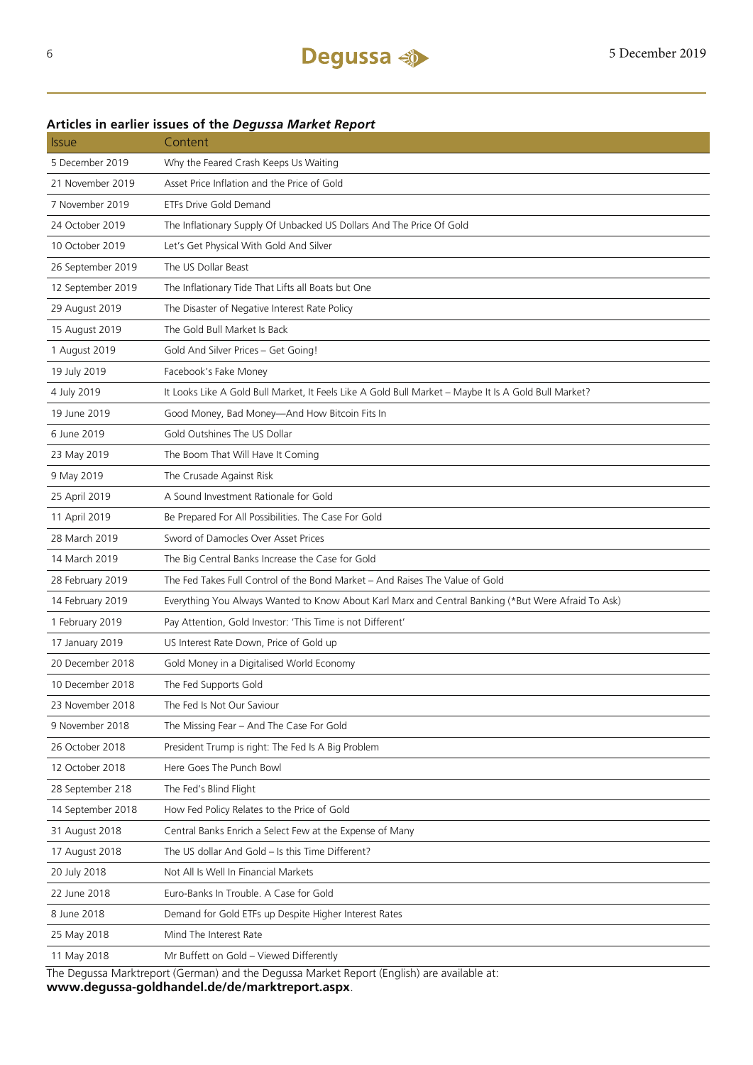### Articles in earlier issues of the *Degussa Market Report*

| Issue | Content |
|---|---|
| 5 December 2019 | Why the Feared Crash Keeps Us Waiting |
| 21 November 2019 | Asset Price Inflation and the Price of Gold |
| 7 November 2019 | ETFs Drive Gold Demand |
| 24 October 2019 | The Inflationary Supply Of Unbacked US Dollars And The Price Of Gold |
| 10 October 2019 | Let's Get Physical With Gold And Silver |
| 26 September 2019 | The US Dollar Beast |
| 12 September 2019 | The Inflationary Tide That Lifts all Boats but One |
| 29 August 2019 | The Disaster of Negative Interest Rate Policy |
| 15 August 2019 | The Gold Bull Market Is Back |
| 1 August 2019 | Gold And Silver Prices – Get Going! |
| 19 July 2019 | Facebook's Fake Money |
| 4 July 2019 | It Looks Like A Gold Bull Market, It Feels Like A Gold Bull Market – Maybe It Is A Gold Bull Market? |
| 19 June 2019 | Good Money, Bad Money—And How Bitcoin Fits In |
| 6 June 2019 | Gold Outshines The US Dollar |
| 23 May 2019 | The Boom That Will Have It Coming |
| 9 May 2019 | The Crusade Against Risk |
| 25 April 2019 | A Sound Investment Rationale for Gold |
| 11 April 2019 | Be Prepared For All Possibilities. The Case For Gold |
| 28 March 2019 | Sword of Damocles Over Asset Prices |
| 14 March 2019 | The Big Central Banks Increase the Case for Gold |
| 28 February 2019 | The Fed Takes Full Control of the Bond Market – And Raises The Value of Gold |
| 14 February 2019 | Everything You Always Wanted to Know About Karl Marx and Central Banking (*But Were Afraid To Ask) |
| 1 February 2019 | Pay Attention, Gold Investor: 'This Time is not Different' |
| 17 January 2019 | US Interest Rate Down, Price of Gold up |
| 20 December 2018 | Gold Money in a Digitalised World Economy |
| 10 December 2018 | The Fed Supports Gold |
| 23 November 2018 | The Fed Is Not Our Saviour |
| 9 November 2018 | The Missing Fear – And The Case For Gold |
| 26 October 2018 | President Trump is right: The Fed Is A Big Problem |
| 12 October 2018 | Here Goes The Punch Bowl |
| 28 September 218 | The Fed's Blind Flight |
| 14 September 2018 | How Fed Policy Relates to the Price of Gold |
| 31 August 2018 | Central Banks Enrich a Select Few at the Expense of Many |
| 17 August 2018 | The US dollar And Gold – Is this Time Different? |
| 20 July 2018 | Not All Is Well In Financial Markets |
| 22 June 2018 | Euro-Banks In Trouble. A Case for Gold |
| 8 June 2018 | Demand for Gold ETFs up Despite Higher Interest Rates |
| 25 May 2018 | Mind The Interest Rate |
| 11 May 2018 | Mr Buffett on Gold – Viewed Differently |

The Degussa Marktreport (German) and the Degussa Market Report (English) are available at:
**www.degussa-goldhandel.de/de/marktreport.aspx**.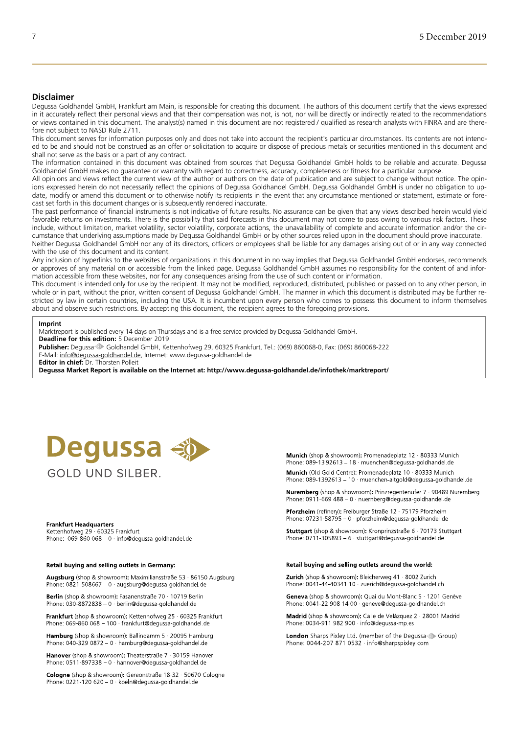## Disclaimer

Degussa Goldhandel GmbH, Frankfurt am Main, is responsible for creating this document. The authors of this document certify that the views expressed in it accurately reflect their personal views and that their compensation was not, is not, nor will be directly or indirectly related to the recommendations or views contained in this document. The analyst(s) named in this document are not registered / qualified as research analysts with FINRA and are therefore not subject to NASD Rule 2711.

This document serves for information purposes only and does not take into account the recipient's particular circumstances. Its contents are not intended to be and should not be construed as an offer or solicitation to acquire or dispose of precious metals or securities mentioned in this document and shall not serve as the basis or a part of any contract.

The information contained in this document was obtained from sources that Degussa Goldhandel GmbH holds to be reliable and accurate. Degussa Goldhandel GmbH makes no guarantee or warranty with regard to correctness, accuracy, completeness or fitness for a particular purpose.

All opinions and views reflect the current view of the author or authors on the date of publication and are subject to change without notice. The opinions expressed herein do not necessarily reflect the opinions of Degussa Goldhandel GmbH. Degussa Goldhandel GmbH is under no obligation to update, modify or amend this document or to otherwise notify its recipients in the event that any circumstance mentioned or statement, estimate or forecast set forth in this document changes or is subsequently rendered inaccurate.

The past performance of financial instruments is not indicative of future results. No assurance can be given that any views described herein would yield favorable returns on investments. There is the possibility that said forecasts in this document may not come to pass owing to various risk factors. These include, without limitation, market volatility, sector volatility, corporate actions, the unavailability of complete and accurate information and/or the circumstance that underlying assumptions made by Degussa Goldhandel GmbH or by other sources relied upon in the document should prove inaccurate.

Neither Degussa Goldhandel GmbH nor any of its directors, officers or employees shall be liable for any damages arising out of or in any way connected with the use of this document and its content.

Any inclusion of hyperlinks to the websites of organizations in this document in no way implies that Degussa Goldhandel GmbH endorses, recommends or approves of any material on or accessible from the linked page. Degussa Goldhandel GmbH assumes no responsibility for the content of and information accessible from these websites, nor for any consequences arising from the use of such content or information.

This document is intended only for use by the recipient. It may not be modified, reproduced, distributed, published or passed on to any other person, in whole or in part, without the prior, written consent of Degussa Goldhandel GmbH. The manner in which this document is distributed may be further restricted by law in certain countries, including the USA. It is incumbent upon every person who comes to possess this document to inform themselves about and observe such restrictions. By accepting this document, the recipient agrees to the foregoing provisions.

**Imprint**

Marktreport is published every 14 days on Thursdays and is a free service provided by Degussa Goldhandel GmbH.

**Deadline for this edition:** 5 December 2019

**Publisher:** Degussa Goldhandel GmbH, Kettenhofweg 29, 60325 Frankfurt, Tel.: (069) 860068-0, Fax: (069) 860068-222

E-Mail: info@degussa-goldhandel.de, Internet: www.degussa-goldhandel.de

**Editor in chief:** Dr. Thorsten Polleit

**Degussa Market Report is available on the Internet at: http://www.degussa-goldhandel.de/infothek/marktreport/**

Degussa
GOLD UND SILBER.

**Frankfurt Headquarters**
Kettenhofweg 29 · 60325 Frankfurt
Phone: 069-860 068 – 0 · info@degussa-goldhandel.de

**Retail buying and selling outlets in Germany:**

**Augsburg** (shop & showroom): Maximiliansstraße 53 · 86150 Augsburg
Phone: 0821-508667 – 0 · augsburg@degussa-goldhandel.de

**Berlin** (shop & showroom): Fasanenstraße 70 · 10719 Berlin
Phone: 030-8872838 – 0 · berlin@degussa-goldhandel.de

**Frankfurt** (shop & showroom): Kettenhofweg 25 · 60325 Frankfurt
Phone: 069-860 068 – 100 · frankfurt@degussa-goldhandel.de

**Hamburg** (shop & showroom): Ballindamm 5 · 20095 Hamburg
Phone: 040-329 0872 – 0 · hamburg@degussa-goldhandel.de

**Hanover** (shop & showroom): Theaterstraße 7 · 30159 Hanover
Phone: 0511-897338 – 0 · hannover@degussa-goldhandel.de

**Cologne** (shop & showroom): Gereonstraße 18-32 · 50670 Cologne
Phone: 0221-120 620 – 0 · koeln@degussa-goldhandel.de

**Munich** (shop & showroom): Promenadeplatz 12 · 80333 Munich
Phone: 089-13 92613 – 18 · muenchen@degussa-goldhandel.de

**Munich** (Old Gold Centre): Promenadeplatz 10 · 80333 Munich
Phone: 089-1392613 – 10 · muenchen-altgold@degussa-goldhandel.de

**Nuremberg** (shop & showroom): Prinzregentenufer 7 · 90489 Nuremberg
Phone: 0911-669 488 – 0 · nuernberg@degussa-goldhandel.de

**Pforzheim** (refinery): Freiburger Straße 12 · 75179 Pforzheim
Phone: 07231-58795 – 0 · pforzheim@degussa-goldhandel.de

**Stuttgart** (shop & showroom): Kronprinzstraße 6 · 70173 Stuttgart
Phone: 0711-305893 – 6 · stuttgart@degussa-goldhandel.de

**Retail buying and selling outlets around the world:**

**Zurich** (shop & showroom): Bleicherweg 41 · 8002 Zurich
Phone: 0041-44-40341 10 · zuerich@degussa-goldhandel.ch

**Geneva** (shop & showroom): Quai du Mont-Blanc 5 · 1201 Genève
Phone: 0041-22 908 14 00 · geneve@degussa-goldhandel.ch

**Madrid** (shop & showroom): Calle de Velázquez 2 · 28001 Madrid
Phone: 0034-911 982 900 · info@degussa-mp.es

**London** Sharps Pixley Ltd. (member of the Degussa Group)
Phone: 0044-207 871 0532 · info@sharpspixley.com